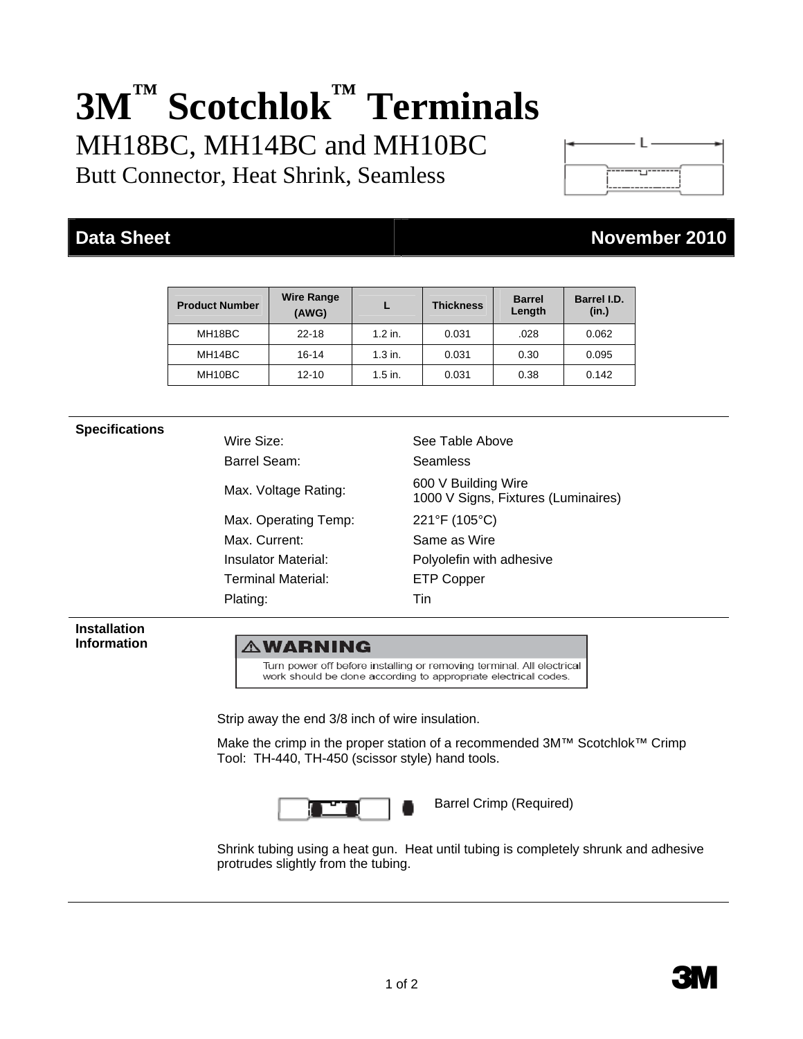# 3M™ Scotchlok™ Terminals

## MH18BC, MH14BC and MH10BC

### Butt Connector, Heat Shrink, Seamless

**Data Sheet** **November 2010**

| Product Number | Wire Range (AWG) | L | Thickness | Barrel Length | Barrel I.D. (in.) |
|---|---|---|---|---|---|
| MH18BC | 22-18 | 1.2 in. | 0.031 | .028 | 0.062 |
| MH14BC | 16-14 | 1.3 in. | 0.031 | 0.30 | 0.095 |
| MH10BC | 12-10 | 1.5 in. | 0.031 | 0.38 | 0.142 |

**Specifications**

| | |
|---|---|
| Wire Size: | See Table Above |
| Barrel Seam: | Seamless |
| Max. Voltage Rating: | 600 V Building Wire<br>1000 V Signs, Fixtures (Luminaires) |
| Max. Operating Temp: | 221°F (105°C) |
| Max. Current: | Same as Wire |
| Insulator Material: | Polyolefin with adhesive |
| Terminal Material: | ETP Copper |
| Plating: | Tin |

**Installation Information**

**⚠WARNING**

Turn power off before installing or removing terminal. All electrical work should be done according to appropriate electrical codes.

Strip away the end 3/8 inch of wire insulation.

Make the crimp in the proper station of a recommended 3M™ Scotchlok™ Crimp Tool: TH-440, TH-450 (scissor style) hand tools.

Barrel Crimp (Required)

Shrink tubing using a heat gun. Heat until tubing is completely shrunk and adhesive protrudes slightly from the tubing.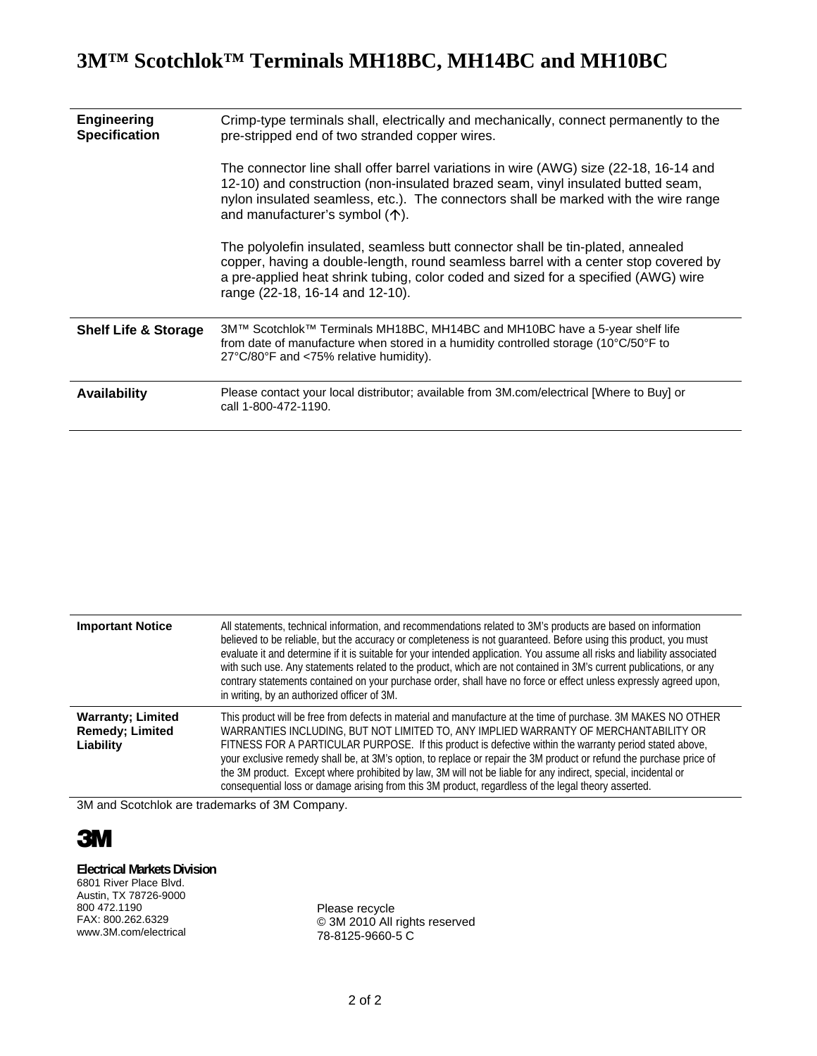# 3M™ Scotchlok™ Terminals MH18BC, MH14BC and MH10BC

| | |
|---|---|
| **Engineering Specification** | Crimp-type terminals shall, electrically and mechanically, connect permanently to the pre-stripped end of two stranded copper wires.<br><br>The connector line shall offer barrel variations in wire (AWG) size (22-18, 16-14 and 12-10) and construction (non-insulated brazed seam, vinyl insulated butted seam, nylon insulated seamless, etc.). The connectors shall be marked with the wire range and manufacturer's symbol (🡑).<br><br>The polyolefin insulated, seamless butt connector shall be tin-plated, annealed copper, having a double-length, round seamless barrel with a center stop covered by a pre-applied heat shrink tubing, color coded and sized for a specified (AWG) wire range (22-18, 16-14 and 12-10). |
| **Shelf Life & Storage** | 3M™ Scotchlok™ Terminals MH18BC, MH14BC and MH10BC have a 5-year shelf life from date of manufacture when stored in a humidity controlled storage (10°C/50°F to 27°C/80°F and <75% relative humidity). |
| **Availability** | Please contact your local distributor; available from 3M.com/electrical [Where to Buy] or call 1-800-472-1190. |

| | |
|---|---|
| **Important Notice** | All statements, technical information, and recommendations related to 3M's products are based on information believed to be reliable, but the accuracy or completeness is not guaranteed. Before using this product, you must evaluate it and determine if it is suitable for your intended application. You assume all risks and liability associated with such use. Any statements related to the product, which are not contained in 3M's current publications, or any contrary statements contained on your purchase order, shall have no force or effect unless expressly agreed upon, in writing, by an authorized officer of 3M. |
| **Warranty; Limited Remedy; Limited Liability** | This product will be free from defects in material and manufacture at the time of purchase. 3M MAKES NO OTHER WARRANTIES INCLUDING, BUT NOT LIMITED TO, ANY IMPLIED WARRANTY OF MERCHANTABILITY OR FITNESS FOR A PARTICULAR PURPOSE. If this product is defective within the warranty period stated above, your exclusive remedy shall be, at 3M's option, to replace or repair the 3M product or refund the purchase price of the 3M product. Except where prohibited by law, 3M will not be liable for any indirect, special, incidental or consequential loss or damage arising from this 3M product, regardless of the legal theory asserted. |

3M and Scotchlok are trademarks of 3M Company.

**3M**

**Electrical Markets Division**
6801 River Place Blvd.
Austin, TX 78726-9000
800 472.1190
FAX: 800.262.6329
www.3M.com/electrical

Please recycle
© 3M 2010 All rights reserved
78-8125-9660-5 C